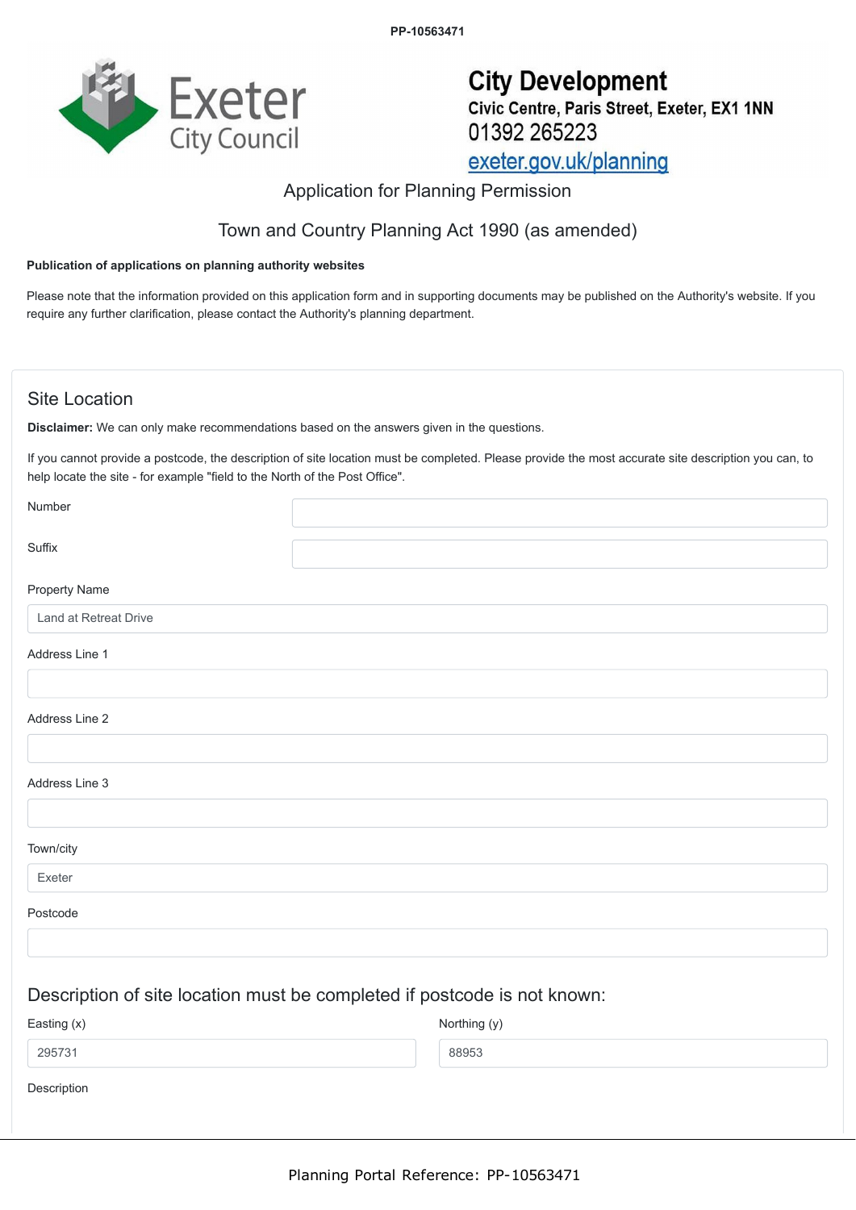PP-10563471

**Exeter City Council**

**City Development**
**Civic Centre, Paris Street, Exeter, EX1 1NN**
01392 265223
exeter.gov.uk/planning

# Application for Planning Permission

## Town and Country Planning Act 1990 (as amended)

**Publication of applications on planning authority websites**

Please note that the information provided on this application form and in supporting documents may be published on the Authority's website. If you require any further clarification, please contact the Authority's planning department.

## Site Location

**Disclaimer:** We can only make recommendations based on the answers given in the questions.

If you cannot provide a postcode, the description of site location must be completed. Please provide the most accurate site description you can, to help locate the site - for example "field to the North of the Post Office".

Number

Suffix

Property Name

Land at Retreat Drive

Address Line 1

Address Line 2

Address Line 3

Town/city

Exeter

Postcode

### Description of site location must be completed if postcode is not known:

Easting (x)

295731

Northing (y)

88953

Description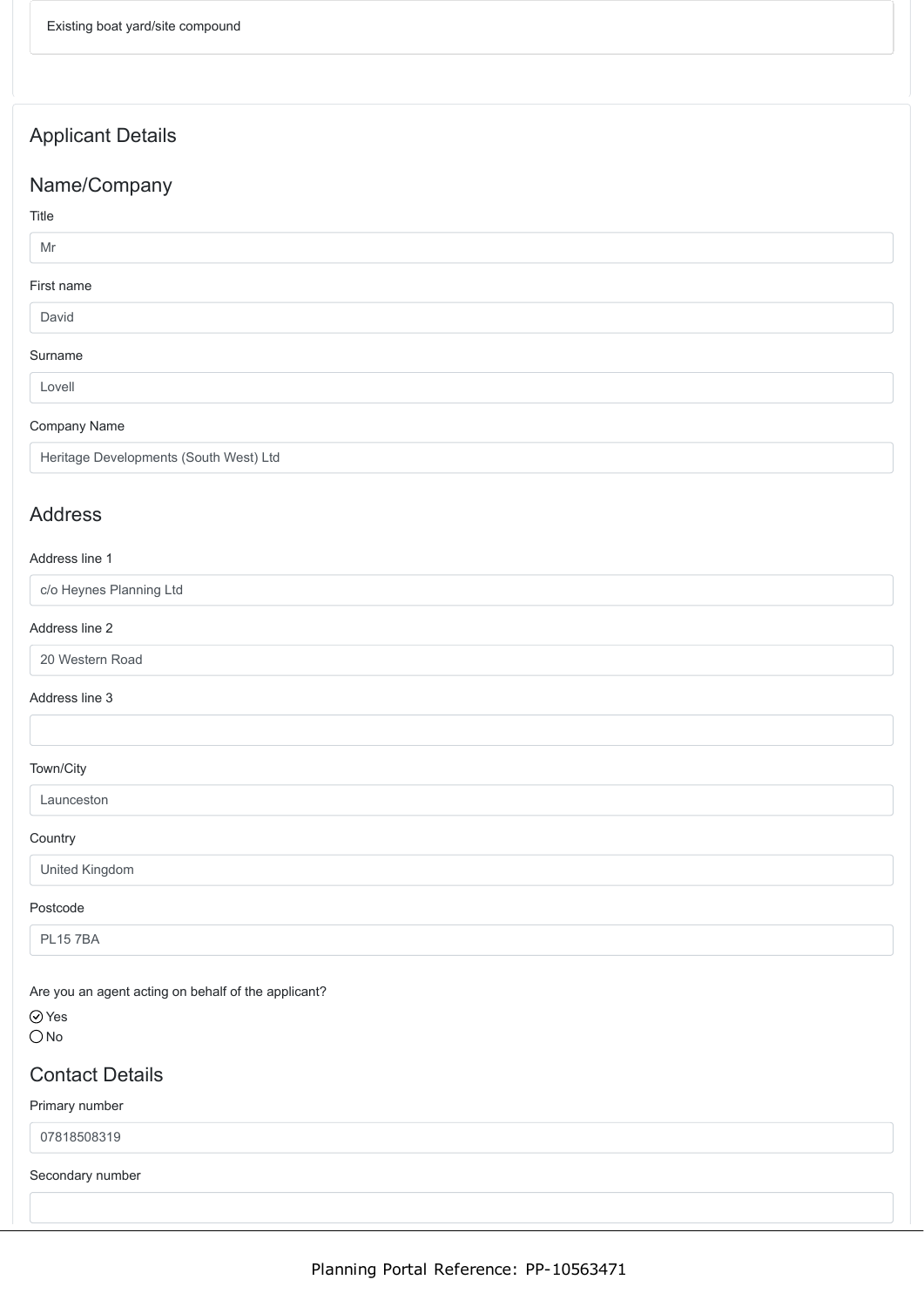Existing boat yard/site compound

## Applicant Details

### Name/Company

Title

Mr

First name

David

Surname

Lovell

Company Name

Heritage Developments (South West) Ltd

### Address

Address line 1

c/o Heynes Planning Ltd

Address line 2

20 Western Road

Address line 3

Town/City

Launceston

Country

United Kingdom

Postcode

PL15 7BA

Are you an agent acting on behalf of the applicant?

- [x] Yes
- [ ] No

### Contact Details

Primary number

07818508319

Secondary number

Planning Portal Reference: PP-10563471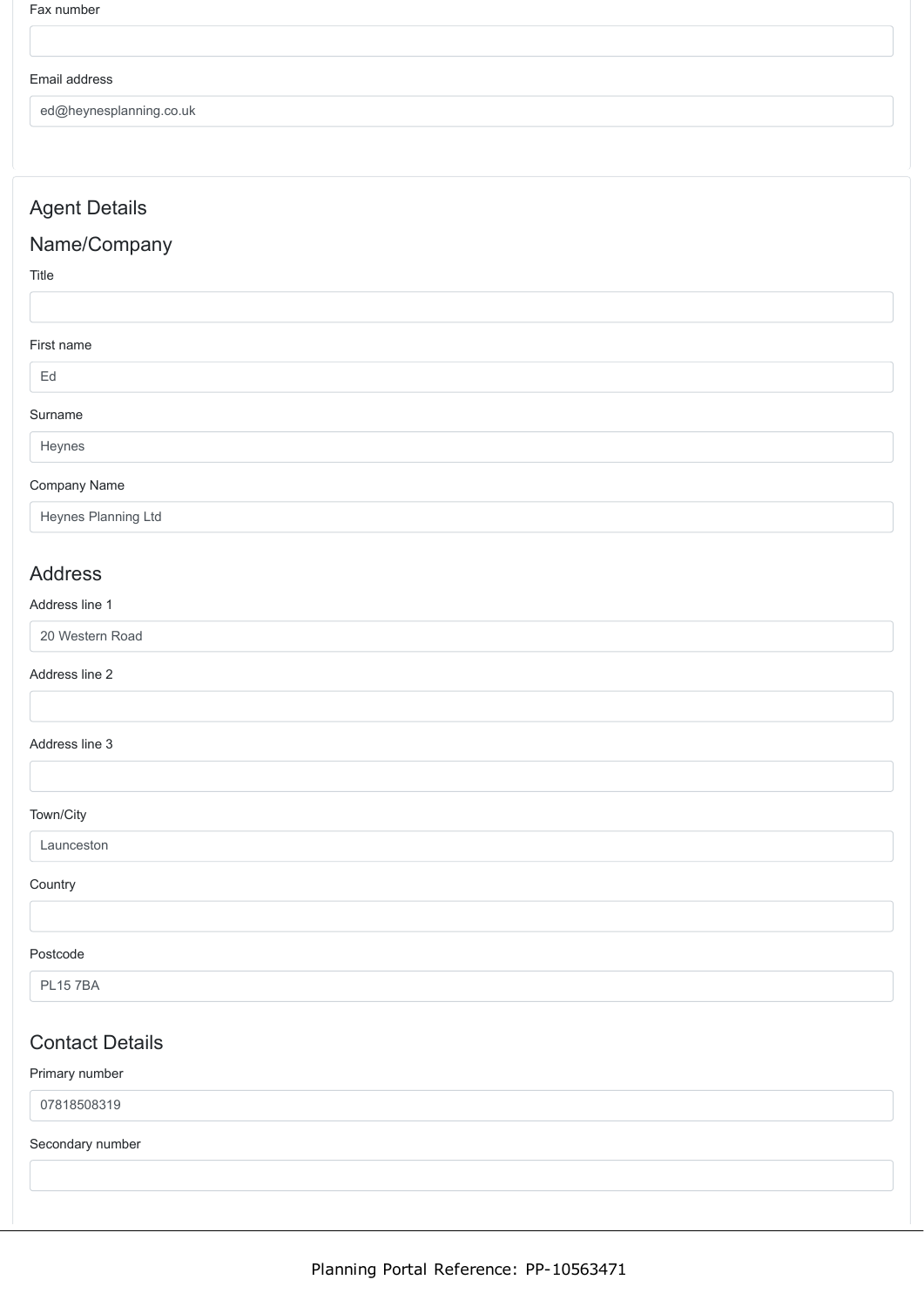Fax number

Email address

ed@heynesplanning.co.uk

## Agent Details

### Name/Company

Title

First name

Ed

Surname

Heynes

Company Name

Heynes Planning Ltd

### Address

Address line 1

20 Western Road

Address line 2

Address line 3

Town/City

Launceston

Country

Postcode

PL15 7BA

### Contact Details

Primary number

07818508319

Secondary number

Planning Portal Reference: PP-10563471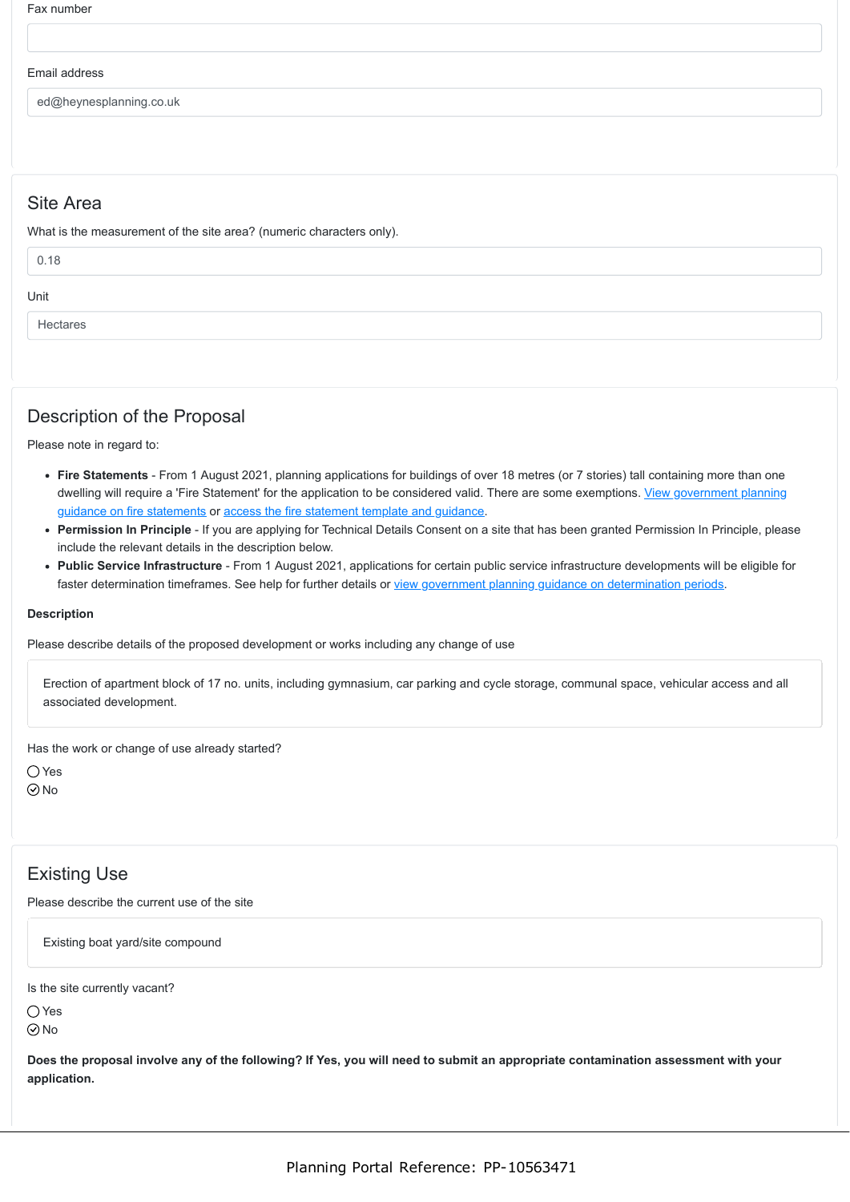Fax number

Email address

ed@heynesplanning.co.uk

## Site Area

What is the measurement of the site area? (numeric characters only).

0.18

Unit

Hectares

## Description of the Proposal

Please note in regard to:

- **Fire Statements** - From 1 August 2021, planning applications for buildings of over 18 metres (or 7 stories) tall containing more than one dwelling will require a 'Fire Statement' for the application to be considered valid. There are some exemptions. View government planning guidance on fire statements or access the fire statement template and guidance.
- **Permission In Principle** - If you are applying for Technical Details Consent on a site that has been granted Permission In Principle, please include the relevant details in the description below.
- **Public Service Infrastructure** - From 1 August 2021, applications for certain public service infrastructure developments will be eligible for faster determination timeframes. See help for further details or view government planning guidance on determination periods.

**Description**

Please describe details of the proposed development or works including any change of use

Erection of apartment block of 17 no. units, including gymnasium, car parking and cycle storage, communal space, vehicular access and all associated development.

Has the work or change of use already started?

- ◯ Yes
- ⊘ No

## Existing Use

Please describe the current use of the site

Existing boat yard/site compound

Is the site currently vacant?

- ◯ Yes
- ⊘ No

**Does the proposal involve any of the following? If Yes, you will need to submit an appropriate contamination assessment with your application.**

Planning Portal Reference: PP-10563471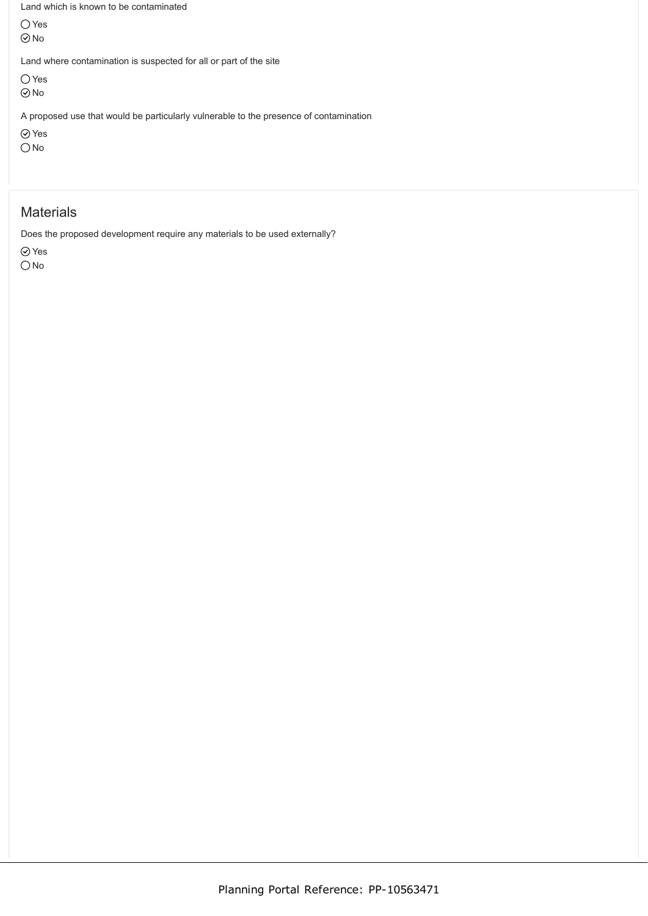Land which is known to be contaminated

○ Yes
⊗ No

Land where contamination is suspected for all or part of the site

○ Yes
⊗ No

A proposed use that would be particularly vulnerable to the presence of contamination

⊗ Yes
○ No

## Materials

Does the proposed development require any materials to be used externally?

⊗ Yes
○ No

Planning Portal Reference: PP-10563471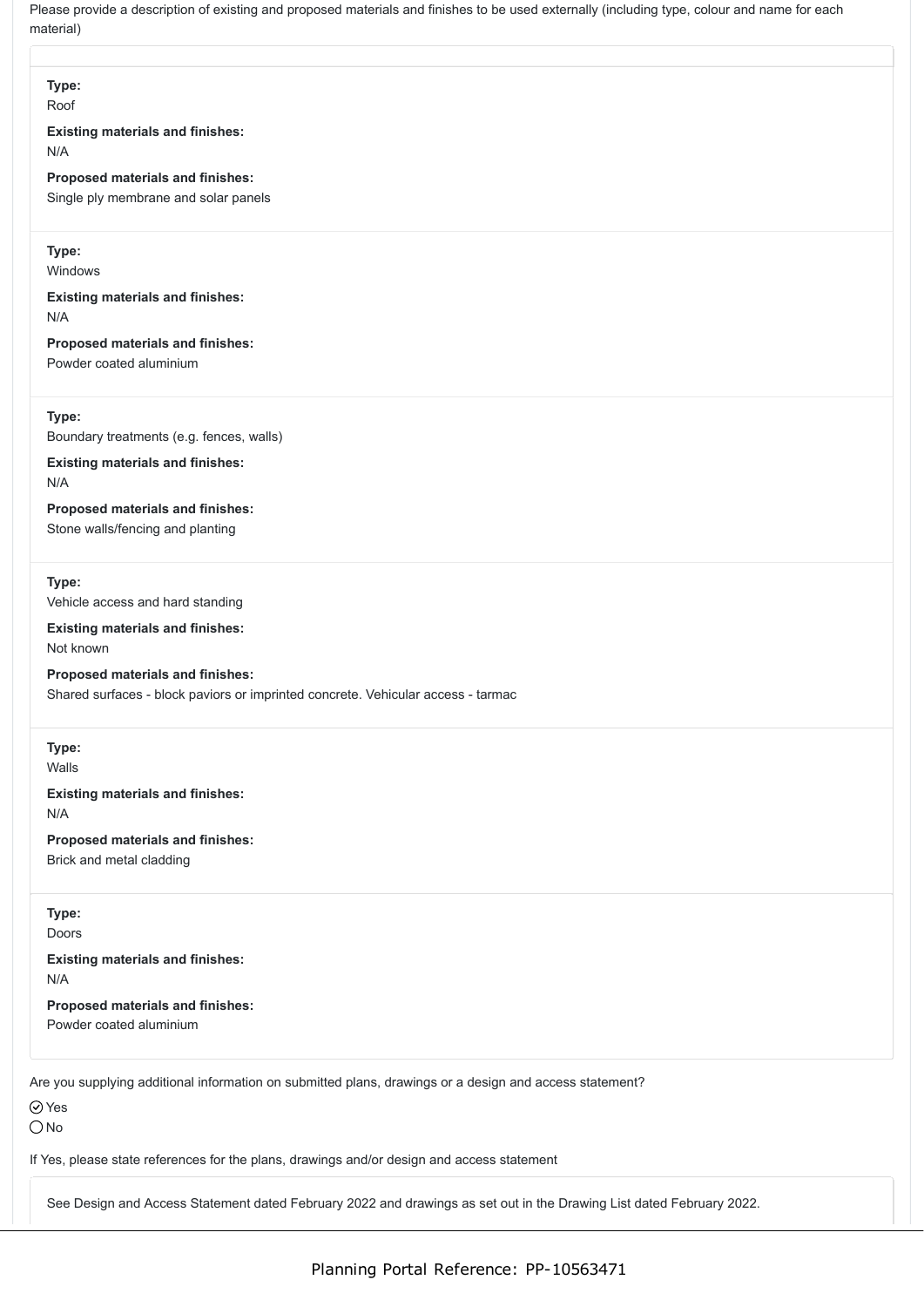Please provide a description of existing and proposed materials and finishes to be used externally (including type, colour and name for each material)

**Type:**
Roof

**Existing materials and finishes:**
N/A

**Proposed materials and finishes:**
Single ply membrane and solar panels

**Type:**
Windows

**Existing materials and finishes:**
N/A

**Proposed materials and finishes:**
Powder coated aluminium

**Type:**
Boundary treatments (e.g. fences, walls)

**Existing materials and finishes:**
N/A

**Proposed materials and finishes:**
Stone walls/fencing and planting

**Type:**
Vehicle access and hard standing

**Existing materials and finishes:**
Not known

**Proposed materials and finishes:**
Shared surfaces - block paviors or imprinted concrete. Vehicular access - tarmac

**Type:**
Walls

**Existing materials and finishes:**
N/A

**Proposed materials and finishes:**
Brick and metal cladding

**Type:**
Doors

**Existing materials and finishes:**
N/A

**Proposed materials and finishes:**
Powder coated aluminium

Are you supplying additional information on submitted plans, drawings or a design and access statement?

- [x] Yes
- [ ] No

If Yes, please state references for the plans, drawings and/or design and access statement

See Design and Access Statement dated February 2022 and drawings as set out in the Drawing List dated February 2022.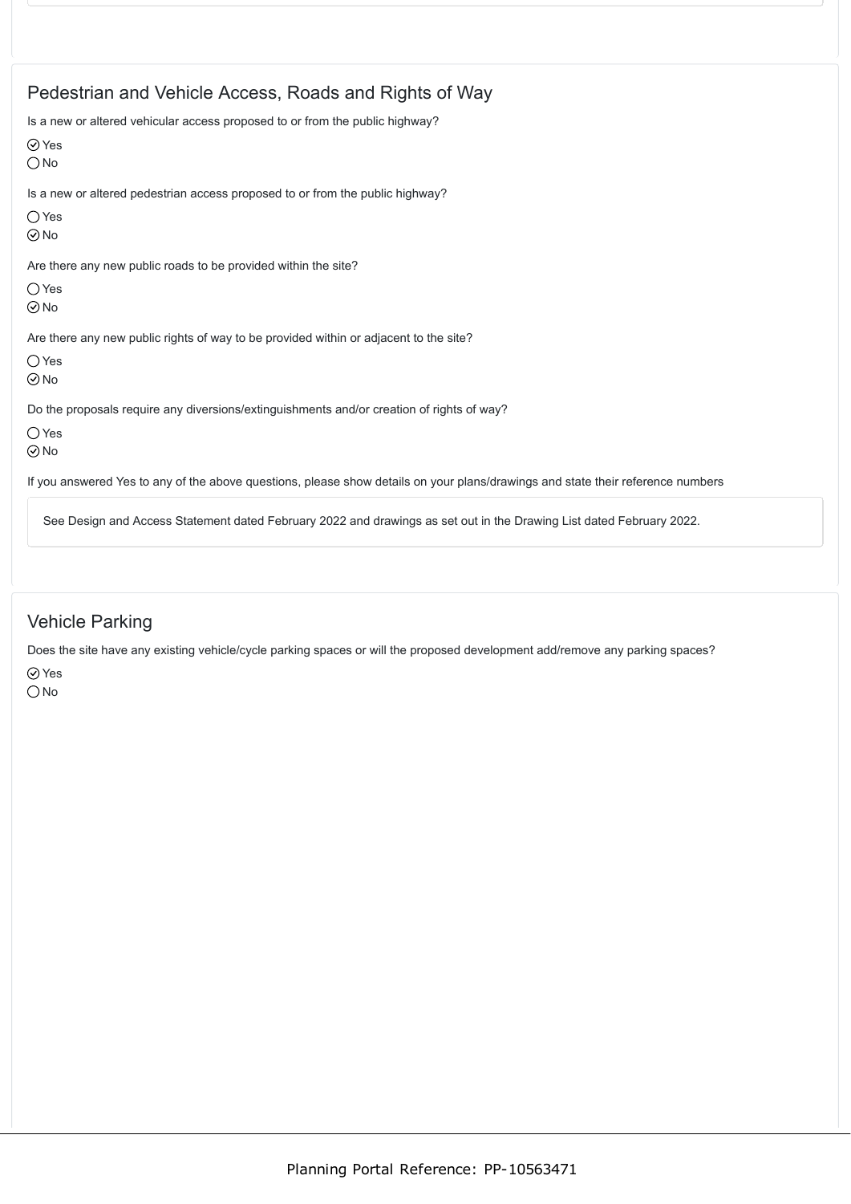## Pedestrian and Vehicle Access, Roads and Rights of Way

Is a new or altered vehicular access proposed to or from the public highway?

- ☑ Yes
- ◯ No

Is a new or altered pedestrian access proposed to or from the public highway?

- ◯ Yes
- ☑ No

Are there any new public roads to be provided within the site?

- ◯ Yes
- ☑ No

Are there any new public rights of way to be provided within or adjacent to the site?

- ◯ Yes
- ☑ No

Do the proposals require any diversions/extinguishments and/or creation of rights of way?

- ◯ Yes
- ☑ No

If you answered Yes to any of the above questions, please show details on your plans/drawings and state their reference numbers

> See Design and Access Statement dated February 2022 and drawings as set out in the Drawing List dated February 2022.

## Vehicle Parking

Does the site have any existing vehicle/cycle parking spaces or will the proposed development add/remove any parking spaces?

- ☑ Yes
- ◯ No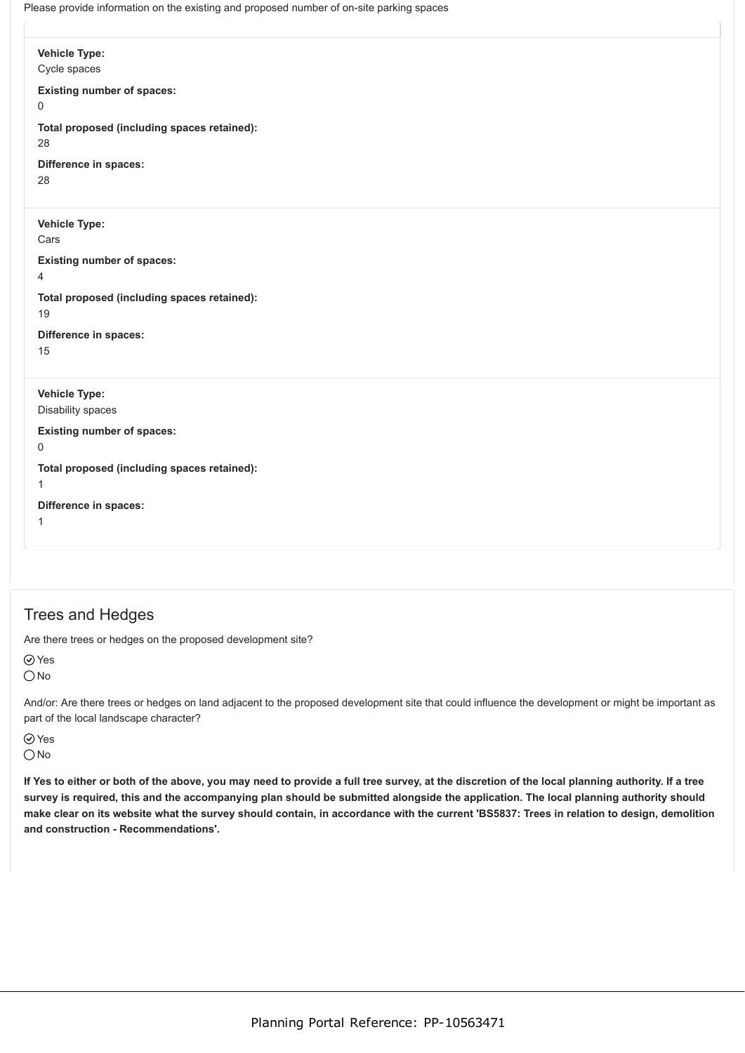Please provide information on the existing and proposed number of on-site parking spaces

**Vehicle Type:**
Cycle spaces

**Existing number of spaces:**
0

**Total proposed (including spaces retained):**
28

**Difference in spaces:**
28

**Vehicle Type:**
Cars

**Existing number of spaces:**
4

**Total proposed (including spaces retained):**
19

**Difference in spaces:**
15

**Vehicle Type:**
Disability spaces

**Existing number of spaces:**
0

**Total proposed (including spaces retained):**
1

**Difference in spaces:**
1

## Trees and Hedges

Are there trees or hedges on the proposed development site?

- [x] Yes
- [ ] No

And/or: Are there trees or hedges on land adjacent to the proposed development site that could influence the development or might be important as part of the local landscape character?

- [x] Yes
- [ ] No

**If Yes to either or both of the above, you may need to provide a full tree survey, at the discretion of the local planning authority. If a tree survey is required, this and the accompanying plan should be submitted alongside the application. The local planning authority should make clear on its website what the survey should contain, in accordance with the current 'BS5837: Trees in relation to design, demolition and construction - Recommendations'.**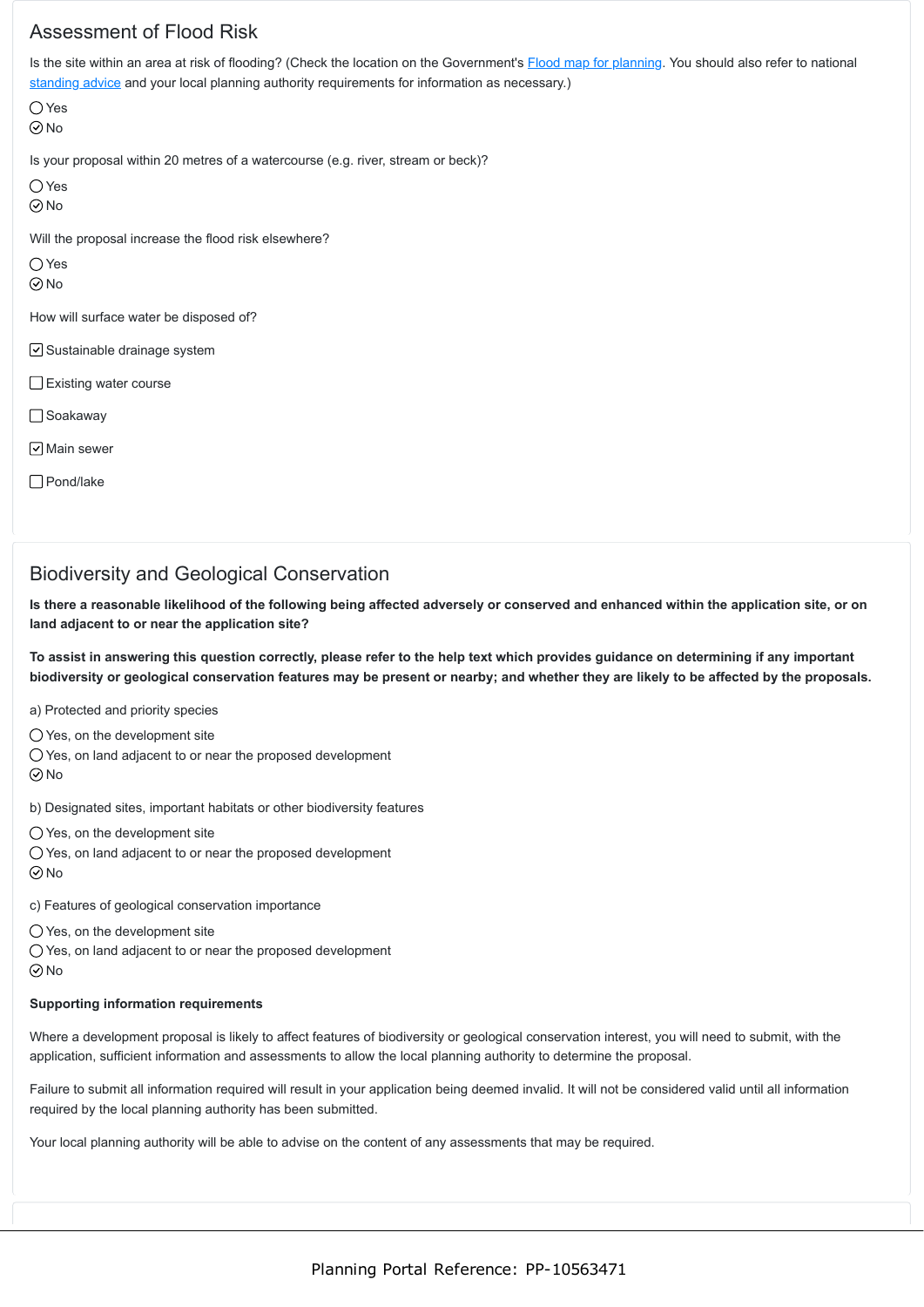## Assessment of Flood Risk

Is the site within an area at risk of flooding? (Check the location on the Government's Flood map for planning. You should also refer to national standing advice and your local planning authority requirements for information as necessary.)

- ◯ Yes
- ⊘ No

Is your proposal within 20 metres of a watercourse (e.g. river, stream or beck)?

- ◯ Yes
- ⊘ No

Will the proposal increase the flood risk elsewhere?

- ◯ Yes
- ⊘ No

How will surface water be disposed of?

- [x] Sustainable drainage system
- [ ] Existing water course
- [ ] Soakaway
- [x] Main sewer
- [ ] Pond/lake

## Biodiversity and Geological Conservation

**Is there a reasonable likelihood of the following being affected adversely or conserved and enhanced within the application site, or on land adjacent to or near the application site?**

**To assist in answering this question correctly, please refer to the help text which provides guidance on determining if any important biodiversity or geological conservation features may be present or nearby; and whether they are likely to be affected by the proposals.**

a) Protected and priority species

- ◯ Yes, on the development site
- ◯ Yes, on land adjacent to or near the proposed development
- ⊘ No

b) Designated sites, important habitats or other biodiversity features

- ◯ Yes, on the development site
- ◯ Yes, on land adjacent to or near the proposed development
- ⊘ No

c) Features of geological conservation importance

- ◯ Yes, on the development site
- ◯ Yes, on land adjacent to or near the proposed development
- ⊘ No

**Supporting information requirements**

Where a development proposal is likely to affect features of biodiversity or geological conservation interest, you will need to submit, with the application, sufficient information and assessments to allow the local planning authority to determine the proposal.

Failure to submit all information required will result in your application being deemed invalid. It will not be considered valid until all information required by the local planning authority has been submitted.

Your local planning authority will be able to advise on the content of any assessments that may be required.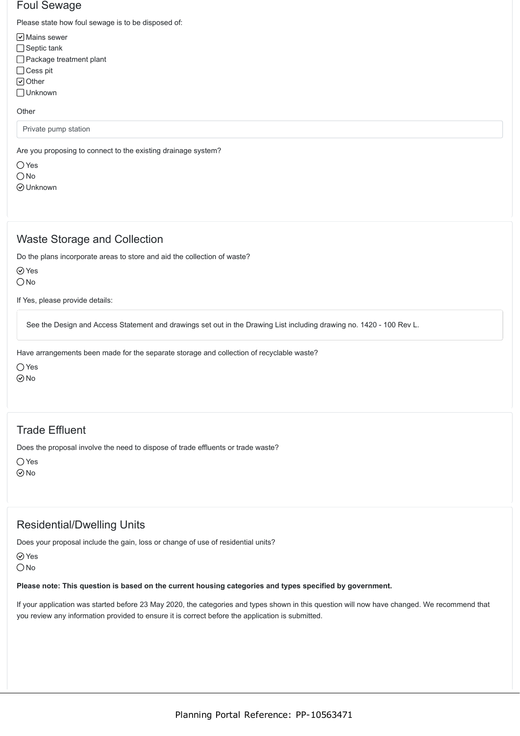## Foul Sewage

Please state how foul sewage is to be disposed of:

- [x] Mains sewer
- [ ] Septic tank
- [ ] Package treatment plant
- [ ] Cess pit
- [x] Other
- [ ] Unknown

Other

Private pump station

Are you proposing to connect to the existing drainage system?

- ○ Yes
- ○ No
- ◉ Unknown

## Waste Storage and Collection

Do the plans incorporate areas to store and aid the collection of waste?

- ◉ Yes
- ○ No

If Yes, please provide details:

See the Design and Access Statement and drawings set out in the Drawing List including drawing no. 1420 - 100 Rev L.

Have arrangements been made for the separate storage and collection of recyclable waste?

- ○ Yes
- ◉ No

## Trade Effluent

Does the proposal involve the need to dispose of trade effluents or trade waste?

- ○ Yes
- ◉ No

## Residential/Dwelling Units

Does your proposal include the gain, loss or change of use of residential units?

- ◉ Yes
- ○ No

**Please note: This question is based on the current housing categories and types specified by government.**

If your application was started before 23 May 2020, the categories and types shown in this question will now have changed. We recommend that you review any information provided to ensure it is correct before the application is submitted.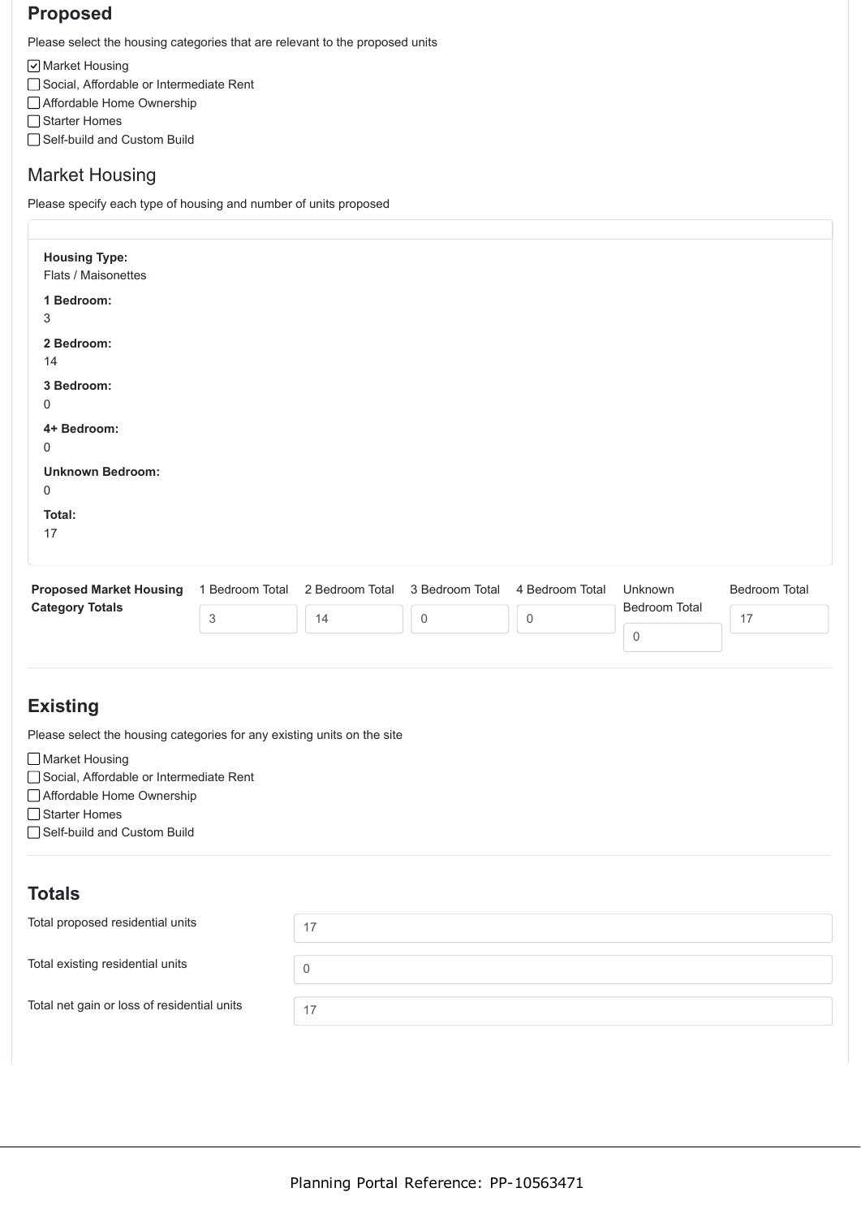## Proposed

Please select the housing categories that are relevant to the proposed units

- [x] Market Housing
- [ ] Social, Affordable or Intermediate Rent
- [ ] Affordable Home Ownership
- [ ] Starter Homes
- [ ] Self-build and Custom Build

### Market Housing

Please specify each type of housing and number of units proposed

**Housing Type:**
Flats / Maisonettes

**1 Bedroom:**
3

**2 Bedroom:**
14

**3 Bedroom:**
0

**4+ Bedroom:**
0

**Unknown Bedroom:**
0

**Total:**
17

| Proposed Market Housing Category Totals | 1 Bedroom Total | 2 Bedroom Total | 3 Bedroom Total | 4 Bedroom Total | Unknown Bedroom Total | Bedroom Total |
|---|---|---|---|---|---|---|
| | 3 | 14 | 0 | 0 | 0 | 17 |

## Existing

Please select the housing categories for any existing units on the site

- [ ] Market Housing
- [ ] Social, Affordable or Intermediate Rent
- [ ] Affordable Home Ownership
- [ ] Starter Homes
- [ ] Self-build and Custom Build

## Totals

| | |
|---|---|
| Total proposed residential units | 17 |
| Total existing residential units | 0 |
| Total net gain or loss of residential units | 17 |

Planning Portal Reference: PP-10563471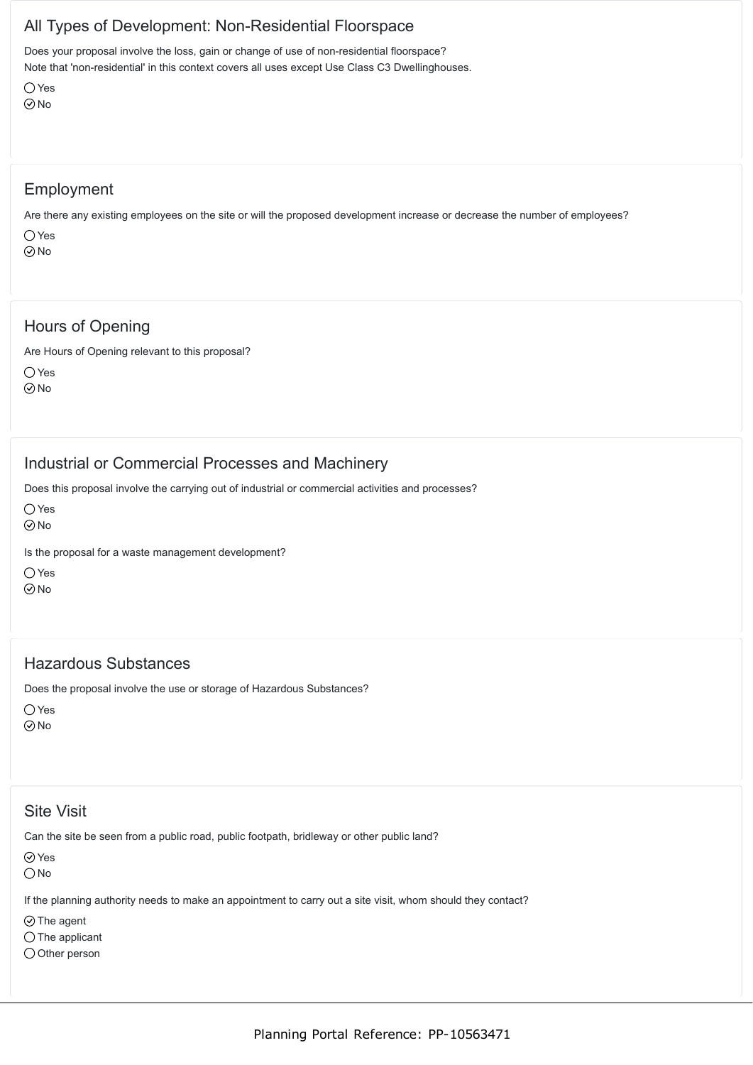## All Types of Development: Non-Residential Floorspace

Does your proposal involve the loss, gain or change of use of non-residential floorspace?
Note that 'non-residential' in this context covers all uses except Use Class C3 Dwellinghouses.

- ◯ Yes
- ⊘ No

## Employment

Are there any existing employees on the site or will the proposed development increase or decrease the number of employees?

- ◯ Yes
- ⊘ No

## Hours of Opening

Are Hours of Opening relevant to this proposal?

- ◯ Yes
- ⊘ No

## Industrial or Commercial Processes and Machinery

Does this proposal involve the carrying out of industrial or commercial activities and processes?

- ◯ Yes
- ⊘ No

Is the proposal for a waste management development?

- ◯ Yes
- ⊘ No

## Hazardous Substances

Does the proposal involve the use or storage of Hazardous Substances?

- ◯ Yes
- ⊘ No

## Site Visit

Can the site be seen from a public road, public footpath, bridleway or other public land?

- ⊘ Yes
- ◯ No

If the planning authority needs to make an appointment to carry out a site visit, whom should they contact?

- ⊘ The agent
- ◯ The applicant
- ◯ Other person

Planning Portal Reference: PP-10563471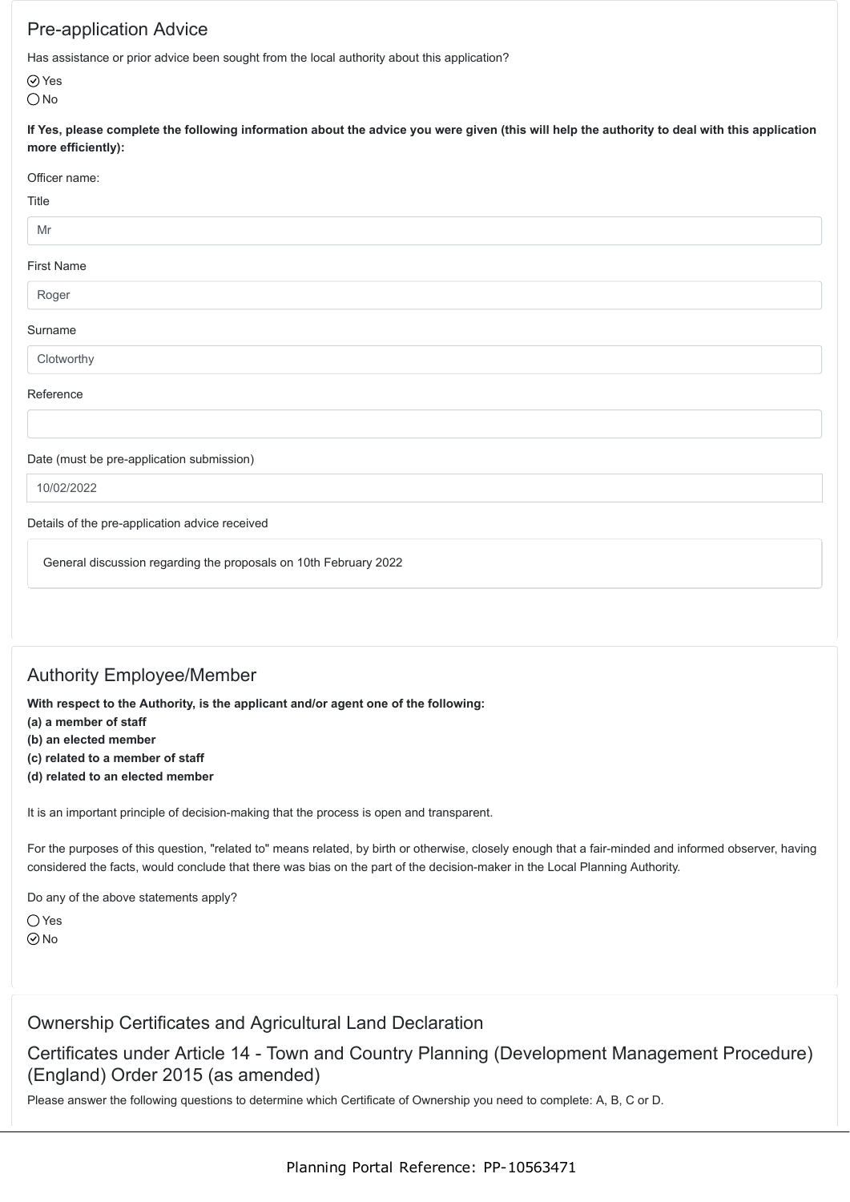## Pre-application Advice

Has assistance or prior advice been sought from the local authority about this application?

☑ Yes
○ No

**If Yes, please complete the following information about the advice you were given (this will help the authority to deal with this application more efficiently):**

Officer name:

Title

Mr

First Name

Roger

Surname

Clotworthy

Reference

Date (must be pre-application submission)

10/02/2022

Details of the pre-application advice received

General discussion regarding the proposals on 10th February 2022

## Authority Employee/Member

**With respect to the Authority, is the applicant and/or agent one of the following:**
**(a) a member of staff**
**(b) an elected member**
**(c) related to a member of staff**
**(d) related to an elected member**

It is an important principle of decision-making that the process is open and transparent.

For the purposes of this question, "related to" means related, by birth or otherwise, closely enough that a fair-minded and informed observer, having considered the facts, would conclude that there was bias on the part of the decision-maker in the Local Planning Authority.

Do any of the above statements apply?

○ Yes
☑ No

## Ownership Certificates and Agricultural Land Declaration

## Certificates under Article 14 - Town and Country Planning (Development Management Procedure) (England) Order 2015 (as amended)

Please answer the following questions to determine which Certificate of Ownership you need to complete: A, B, C or D.

Planning Portal Reference: PP-10563471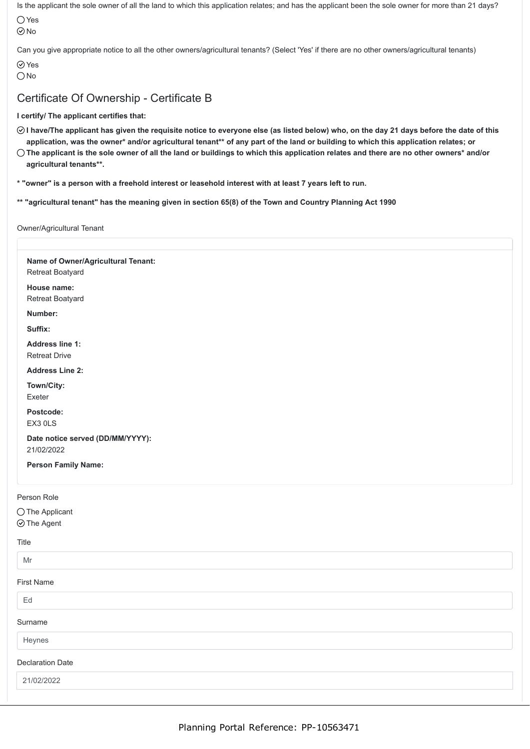Is the applicant the sole owner of all the land to which this application relates; and has the applicant been the sole owner for more than 21 days?

- ○ Yes
- ⊙ No

Can you give appropriate notice to all the other owners/agricultural tenants? (Select 'Yes' if there are no other owners/agricultural tenants)

- ⊙ Yes
- ○ No

## Certificate Of Ownership - Certificate B

**I certify/ The applicant certifies that:**

- ⊙ **I have/The applicant has given the requisite notice to everyone else (as listed below) who, on the day 21 days before the date of this application, was the owner* and/or agricultural tenant** of any part of the land or building to which this application relates; or**
- ○ **The applicant is the sole owner of all the land or buildings to which this application relates and there are no other owners* and/or agricultural tenants**.**

**\* "owner" is a person with a freehold interest or leasehold interest with at least 7 years left to run.**

**\*\* "agricultural tenant" has the meaning given in section 65(8) of the Town and Country Planning Act 1990**

Owner/Agricultural Tenant

**Name of Owner/Agricultural Tenant:**
Retreat Boatyard

**House name:**
Retreat Boatyard

**Number:**

**Suffix:**

**Address line 1:**
Retreat Drive

**Address Line 2:**

**Town/City:**
Exeter

**Postcode:**
EX3 0LS

**Date notice served (DD/MM/YYYY):**
21/02/2022

**Person Family Name:**

Person Role

- ○ The Applicant
- ⊙ The Agent

Title

Mr

First Name

Ed

Surname

Heynes

Declaration Date

21/02/2022

Planning Portal Reference: PP-10563471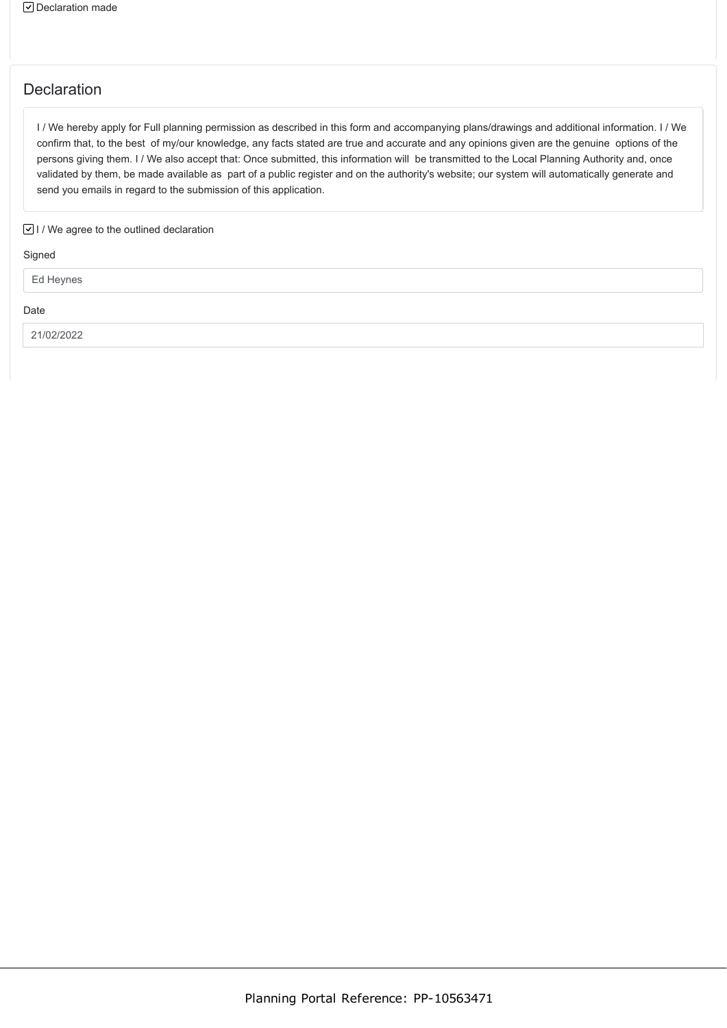☑ Declaration made

## Declaration

I / We hereby apply for Full planning permission as described in this form and accompanying plans/drawings and additional information. I / We confirm that, to the best of my/our knowledge, any facts stated are true and accurate and any opinions given are the genuine options of the persons giving them. I / We also accept that: Once submitted, this information will be transmitted to the Local Planning Authority and, once validated by them, be made available as part of a public register and on the authority's website; our system will automatically generate and send you emails in regard to the submission of this application.

☑ I / We agree to the outlined declaration

Signed

Ed Heynes

Date

21/02/2022

Planning Portal Reference: PP-10563471